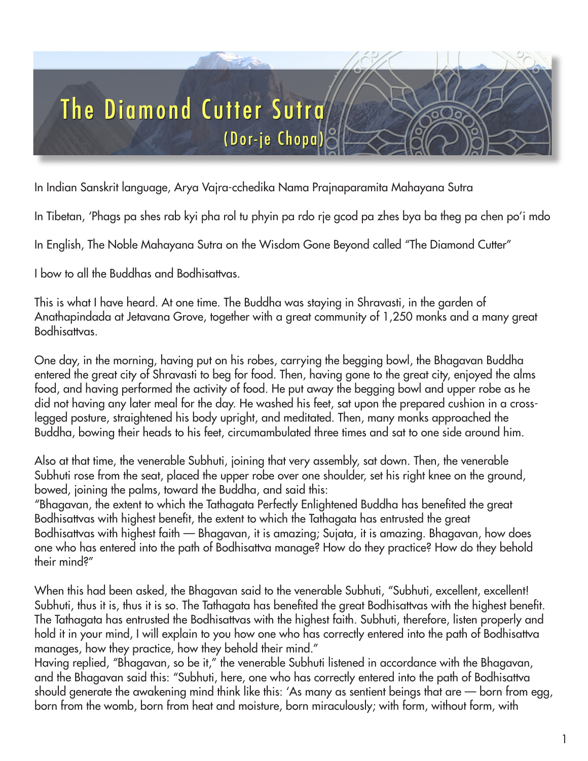# The Diamond Cutter Sutra

## (Dor-je Chopa)

In Indian Sanskrit language, Arya Vajra-cchedika Nama Prajnaparamita Mahayana Sutra

In Tibetan, 'Phags pa shes rab kyi pha rol tu phyin pa rdo rje gcod pa zhes bya ba theg pa chen po'i mdo

In English, The Noble Mahayana Sutra on the Wisdom Gone Beyond called "The Diamond Cutter"

I bow to all the Buddhas and Bodhisattvas.

This is what I have heard. At one time. The Buddha was staying in Shravasti, in the garden of Anathapindada at Jetavana Grove, together with a great community of 1,250 monks and a many great Bodhisattvas.

One day, in the morning, having put on his robes, carrying the begging bowl, the Bhagavan Buddha entered the great city of Shravasti to beg for food. Then, having gone to the great city, enjoyed the alms food, and having performed the activity of food. He put away the begging bowl and upper robe as he did not having any later meal for the day. He washed his feet, sat upon the prepared cushion in a cross-legged posture, straightened his body upright, and meditated. Then, many monks approached the Buddha, bowing their heads to his feet, circumambulated three times and sat to one side around him.

Also at that time, the venerable Subhuti, joining that very assembly, sat down. Then, the venerable Subhuti rose from the seat, placed the upper robe over one shoulder, set his right knee on the ground, bowed, joining the palms, toward the Buddha, and said this:
"Bhagavan, the extent to which the Tathagata Perfectly Enlightened Buddha has benefited the great Bodhisattvas with highest benefit, the extent to which the Tathagata has entrusted the great Bodhisattvas with highest faith — Bhagavan, it is amazing; Sujata, it is amazing. Bhagavan, how does one who has entered into the path of Bodhisattva manage? How do they practice? How do they behold their mind?"

When this had been asked, the Bhagavan said to the venerable Subhuti, "Subhuti, excellent, excellent! Subhuti, thus it is, thus it is so. The Tathagata has benefited the great Bodhisattvas with the highest benefit. The Tathagata has entrusted the Bodhisattvas with the highest faith. Subhuti, therefore, listen properly and hold it in your mind, I will explain to you how one who has correctly entered into the path of Bodhisattva manages, how they practice, how they behold their mind."
Having replied, "Bhagavan, so be it," the venerable Subhuti listened in accordance with the Bhagavan, and the Bhagavan said this: "Subhuti, here, one who has correctly entered into the path of Bodhisattva should generate the awakening mind think like this: 'As many as sentient beings that are — born from egg, born from the womb, born from heat and moisture, born miraculously; with form, without form, with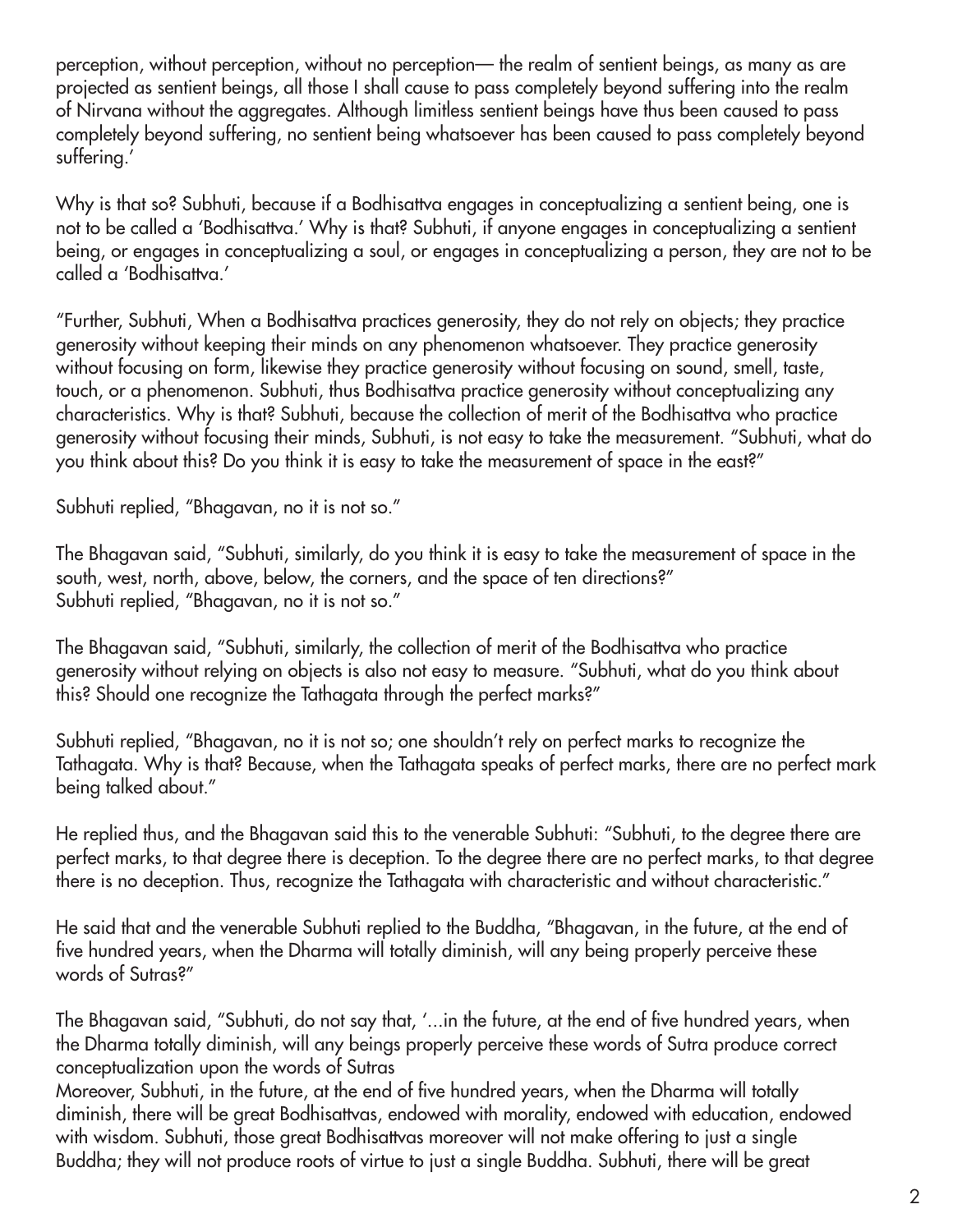perception, without perception, without no perception— the realm of sentient beings, as many as are projected as sentient beings, all those I shall cause to pass completely beyond suffering into the realm of Nirvana without the aggregates. Although limitless sentient beings have thus been caused to pass completely beyond suffering, no sentient being whatsoever has been caused to pass completely beyond suffering.'

Why is that so? Subhuti, because if a Bodhisattva engages in conceptualizing a sentient being, one is not to be called a 'Bodhisattva.' Why is that? Subhuti, if anyone engages in conceptualizing a sentient being, or engages in conceptualizing a soul, or engages in conceptualizing a person, they are not to be called a 'Bodhisattva.'

"Further, Subhuti, When a Bodhisattva practices generosity, they do not rely on objects; they practice generosity without keeping their minds on any phenomenon whatsoever. They practice generosity without focusing on form, likewise they practice generosity without focusing on sound, smell, taste, touch, or a phenomenon. Subhuti, thus Bodhisattva practice generosity without conceptualizing any characteristics. Why is that? Subhuti, because the collection of merit of the Bodhisattva who practice generosity without focusing their minds, Subhuti, is not easy to take the measurement. "Subhuti, what do you think about this? Do you think it is easy to take the measurement of space in the east?"

Subhuti replied, "Bhagavan, no it is not so."

The Bhagavan said, "Subhuti, similarly, do you think it is easy to take the measurement of space in the south, west, north, above, below, the corners, and the space of ten directions?"
Subhuti replied, "Bhagavan, no it is not so."

The Bhagavan said, "Subhuti, similarly, the collection of merit of the Bodhisattva who practice generosity without relying on objects is also not easy to measure. "Subhuti, what do you think about this? Should one recognize the Tathagata through the perfect marks?"

Subhuti replied, "Bhagavan, no it is not so; one shouldn't rely on perfect marks to recognize the Tathagata. Why is that? Because, when the Tathagata speaks of perfect marks, there are no perfect mark being talked about."

He replied thus, and the Bhagavan said this to the venerable Subhuti: "Subhuti, to the degree there are perfect marks, to that degree there is deception. To the degree there are no perfect marks, to that degree there is no deception. Thus, recognize the Tathagata with characteristic and without characteristic."

He said that and the venerable Subhuti replied to the Buddha, "Bhagavan, in the future, at the end of five hundred years, when the Dharma will totally diminish, will any being properly perceive these words of Sutras?"

The Bhagavan said, "Subhuti, do not say that, '...in the future, at the end of five hundred years, when the Dharma totally diminish, will any beings properly perceive these words of Sutra produce correct conceptualization upon the words of Sutras
Moreover, Subhuti, in the future, at the end of five hundred years, when the Dharma will totally diminish, there will be great Bodhisattvas, endowed with morality, endowed with education, endowed with wisdom. Subhuti, those great Bodhisattvas moreover will not make offering to just a single Buddha; they will not produce roots of virtue to just a single Buddha. Subhuti, there will be great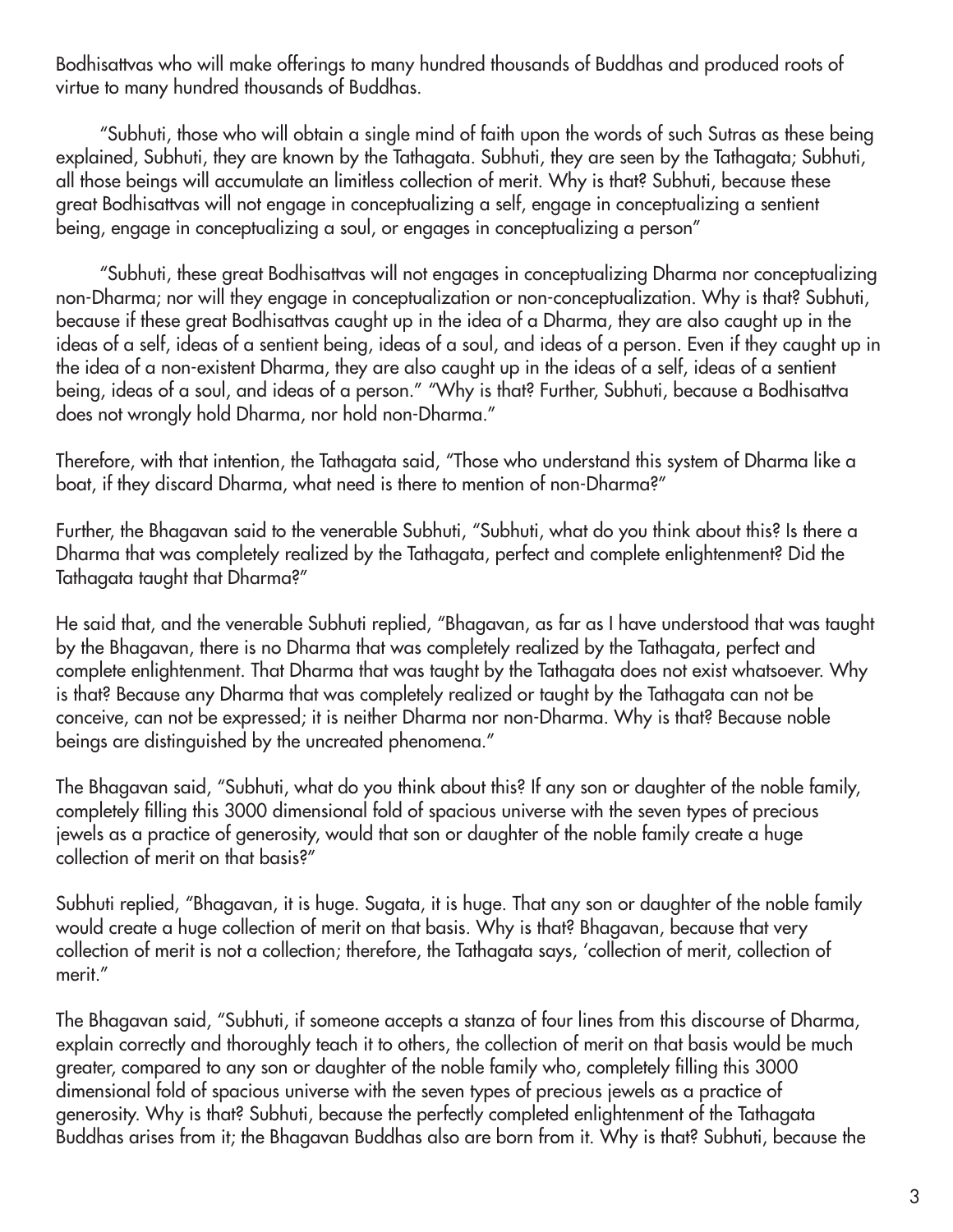Bodhisattvas who will make offerings to many hundred thousands of Buddhas and produced roots of virtue to many hundred thousands of Buddhas.

"Subhuti, those who will obtain a single mind of faith upon the words of such Sutras as these being explained, Subhuti, they are known by the Tathagata. Subhuti, they are seen by the Tathagata; Subhuti, all those beings will accumulate an limitless collection of merit. Why is that? Subhuti, because these great Bodhisattvas will not engage in conceptualizing a self, engage in conceptualizing a sentient being, engage in conceptualizing a soul, or engages in conceptualizing a person"

"Subhuti, these great Bodhisattvas will not engages in conceptualizing Dharma nor conceptualizing non-Dharma; nor will they engage in conceptualization or non-conceptualization. Why is that? Subhuti, because if these great Bodhisattvas caught up in the idea of a Dharma, they are also caught up in the ideas of a self, ideas of a sentient being, ideas of a soul, and ideas of a person. Even if they caught up in the idea of a non-existent Dharma, they are also caught up in the ideas of a self, ideas of a sentient being, ideas of a soul, and ideas of a person." "Why is that? Further, Subhuti, because a Bodhisattva does not wrongly hold Dharma, nor hold non-Dharma."

Therefore, with that intention, the Tathagata said, "Those who understand this system of Dharma like a boat, if they discard Dharma, what need is there to mention of non-Dharma?"

Further, the Bhagavan said to the venerable Subhuti, "Subhuti, what do you think about this? Is there a Dharma that was completely realized by the Tathagata, perfect and complete enlightenment? Did the Tathagata taught that Dharma?"

He said that, and the venerable Subhuti replied, "Bhagavan, as far as I have understood that was taught by the Bhagavan, there is no Dharma that was completely realized by the Tathagata, perfect and complete enlightenment. That Dharma that was taught by the Tathagata does not exist whatsoever. Why is that? Because any Dharma that was completely realized or taught by the Tathagata can not be conceive, can not be expressed; it is neither Dharma nor non-Dharma. Why is that? Because noble beings are distinguished by the uncreated phenomena."

The Bhagavan said, "Subhuti, what do you think about this? If any son or daughter of the noble family, completely filling this 3000 dimensional fold of spacious universe with the seven types of precious jewels as a practice of generosity, would that son or daughter of the noble family create a huge collection of merit on that basis?"

Subhuti replied, "Bhagavan, it is huge. Sugata, it is huge. That any son or daughter of the noble family would create a huge collection of merit on that basis. Why is that? Bhagavan, because that very collection of merit is not a collection; therefore, the Tathagata says, 'collection of merit, collection of merit."

The Bhagavan said, "Subhuti, if someone accepts a stanza of four lines from this discourse of Dharma, explain correctly and thoroughly teach it to others, the collection of merit on that basis would be much greater, compared to any son or daughter of the noble family who, completely filling this 3000 dimensional fold of spacious universe with the seven types of precious jewels as a practice of generosity. Why is that? Subhuti, because the perfectly completed enlightenment of the Tathagata Buddhas arises from it; the Bhagavan Buddhas also are born from it. Why is that? Subhuti, because the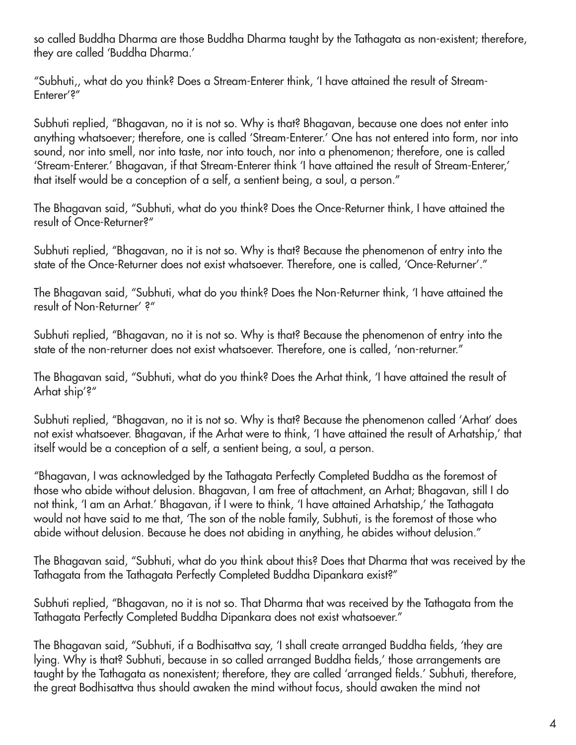so called Buddha Dharma are those Buddha Dharma taught by the Tathagata as non-existent; therefore, they are called 'Buddha Dharma.'

"Subhuti,, what do you think? Does a Stream-Enterer think, 'I have attained the result of Stream-Enterer'?"

Subhuti replied, "Bhagavan, no it is not so. Why is that? Bhagavan, because one does not enter into anything whatsoever; therefore, one is called 'Stream-Enterer.' One has not entered into form, nor into sound, nor into smell, nor into taste, nor into touch, nor into a phenomenon; therefore, one is called 'Stream-Enterer.' Bhagavan, if that Stream-Enterer think 'I have attained the result of Stream-Enterer,' that itself would be a conception of a self, a sentient being, a soul, a person."

The Bhagavan said, "Subhuti, what do you think? Does the Once-Returner think, I have attained the result of Once-Returner?"

Subhuti replied, "Bhagavan, no it is not so. Why is that? Because the phenomenon of entry into the state of the Once-Returner does not exist whatsoever. Therefore, one is called, 'Once-Returner'."

The Bhagavan said, "Subhuti, what do you think? Does the Non-Returner think, 'I have attained the result of Non-Returner' ?"

Subhuti replied, "Bhagavan, no it is not so. Why is that? Because the phenomenon of entry into the state of the non-returner does not exist whatsoever. Therefore, one is called, 'non-returner."

The Bhagavan said, "Subhuti, what do you think? Does the Arhat think, 'I have attained the result of Arhat ship'?"

Subhuti replied, "Bhagavan, no it is not so. Why is that? Because the phenomenon called 'Arhat' does not exist whatsoever. Bhagavan, if the Arhat were to think, 'I have attained the result of Arhatship,' that itself would be a conception of a self, a sentient being, a soul, a person.

"Bhagavan, I was acknowledged by the Tathagata Perfectly Completed Buddha as the foremost of those who abide without delusion. Bhagavan, I am free of attachment, an Arhat; Bhagavan, still I do not think, 'I am an Arhat.' Bhagavan, if I were to think, 'I have attained Arhatship,' the Tathagata would not have said to me that, 'The son of the noble family, Subhuti, is the foremost of those who abide without delusion. Because he does not abiding in anything, he abides without delusion."

The Bhagavan said, "Subhuti, what do you think about this? Does that Dharma that was received by the Tathagata from the Tathagata Perfectly Completed Buddha Dipankara exist?"

Subhuti replied, "Bhagavan, no it is not so. That Dharma that was received by the Tathagata from the Tathagata Perfectly Completed Buddha Dipankara does not exist whatsoever."

The Bhagavan said, "Subhuti, if a Bodhisattva say, 'I shall create arranged Buddha fields, 'they are lying. Why is that? Subhuti, because in so called arranged Buddha fields,' those arrangements are taught by the Tathagata as nonexistent; therefore, they are called 'arranged fields.' Subhuti, therefore, the great Bodhisattva thus should awaken the mind without focus, should awaken the mind not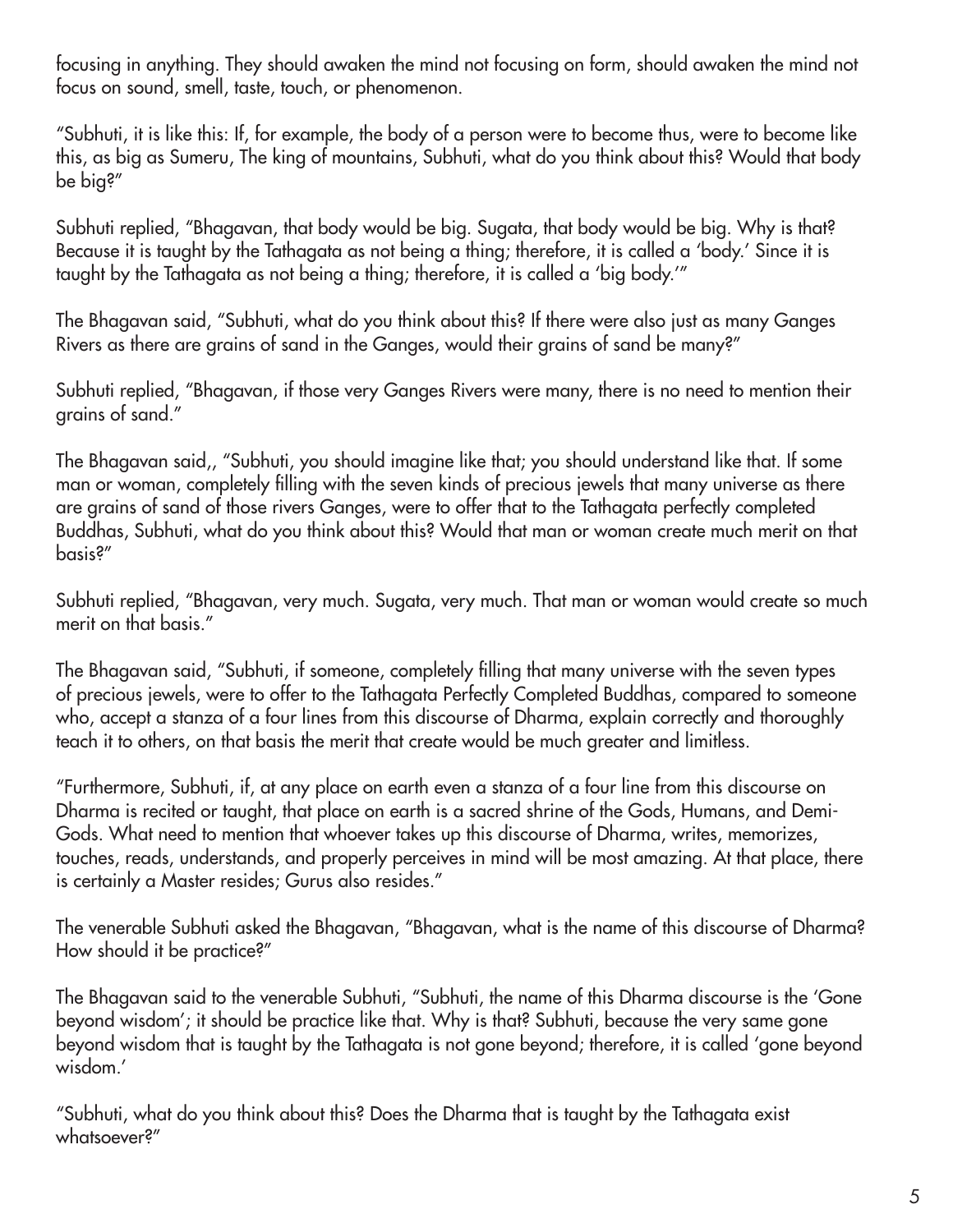focusing in anything. They should awaken the mind not focusing on form, should awaken the mind not focus on sound, smell, taste, touch, or phenomenon.

"Subhuti, it is like this: If, for example, the body of a person were to become thus, were to become like this, as big as Sumeru, The king of mountains, Subhuti, what do you think about this? Would that body be big?"

Subhuti replied, "Bhagavan, that body would be big. Sugata, that body would be big. Why is that? Because it is taught by the Tathagata as not being a thing; therefore, it is called a 'body.' Since it is taught by the Tathagata as not being a thing; therefore, it is called a 'big body.'"

The Bhagavan said, "Subhuti, what do you think about this? If there were also just as many Ganges Rivers as there are grains of sand in the Ganges, would their grains of sand be many?"

Subhuti replied, "Bhagavan, if those very Ganges Rivers were many, there is no need to mention their grains of sand."

The Bhagavan said,, "Subhuti, you should imagine like that; you should understand like that. If some man or woman, completely filling with the seven kinds of precious jewels that many universe as there are grains of sand of those rivers Ganges, were to offer that to the Tathagata perfectly completed Buddhas, Subhuti, what do you think about this? Would that man or woman create much merit on that basis?"

Subhuti replied, "Bhagavan, very much. Sugata, very much. That man or woman would create so much merit on that basis."

The Bhagavan said, "Subhuti, if someone, completely filling that many universe with the seven types of precious jewels, were to offer to the Tathagata Perfectly Completed Buddhas, compared to someone who, accept a stanza of a four lines from this discourse of Dharma, explain correctly and thoroughly teach it to others, on that basis the merit that create would be much greater and limitless.

"Furthermore, Subhuti, if, at any place on earth even a stanza of a four line from this discourse on Dharma is recited or taught, that place on earth is a sacred shrine of the Gods, Humans, and Demi-Gods. What need to mention that whoever takes up this discourse of Dharma, writes, memorizes, touches, reads, understands, and properly perceives in mind will be most amazing. At that place, there is certainly a Master resides; Gurus also resides."

The venerable Subhuti asked the Bhagavan, "Bhagavan, what is the name of this discourse of Dharma? How should it be practice?"

The Bhagavan said to the venerable Subhuti, "Subhuti, the name of this Dharma discourse is the 'Gone beyond wisdom'; it should be practice like that. Why is that? Subhuti, because the very same gone beyond wisdom that is taught by the Tathagata is not gone beyond; therefore, it is called 'gone beyond wisdom.'

"Subhuti, what do you think about this? Does the Dharma that is taught by the Tathagata exist whatsoever?"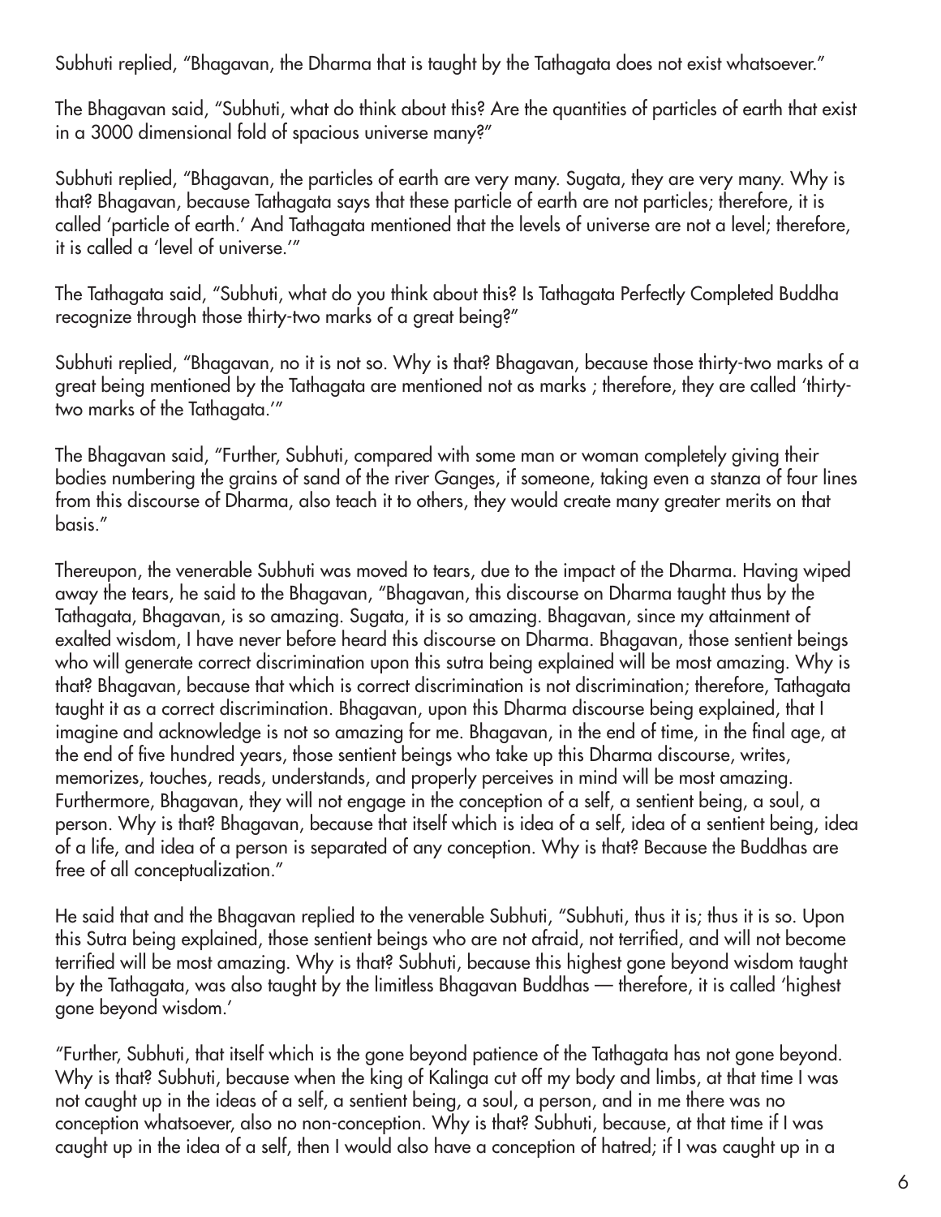Subhuti replied, "Bhagavan, the Dharma that is taught by the Tathagata does not exist whatsoever."

The Bhagavan said, "Subhuti, what do think about this? Are the quantities of particles of earth that exist in a 3000 dimensional fold of spacious universe many?"

Subhuti replied, "Bhagavan, the particles of earth are very many. Sugata, they are very many. Why is that? Bhagavan, because Tathagata says that these particle of earth are not particles; therefore, it is called 'particle of earth.' And Tathagata mentioned that the levels of universe are not a level; therefore, it is called a 'level of universe.'"

The Tathagata said, "Subhuti, what do you think about this? Is Tathagata Perfectly Completed Buddha recognize through those thirty-two marks of a great being?"

Subhuti replied, "Bhagavan, no it is not so. Why is that? Bhagavan, because those thirty-two marks of a great being mentioned by the Tathagata are mentioned not as marks ; therefore, they are called 'thirty-two marks of the Tathagata.'"

The Bhagavan said, "Further, Subhuti, compared with some man or woman completely giving their bodies numbering the grains of sand of the river Ganges, if someone, taking even a stanza of four lines from this discourse of Dharma, also teach it to others, they would create many greater merits on that basis."

Thereupon, the venerable Subhuti was moved to tears, due to the impact of the Dharma. Having wiped away the tears, he said to the Bhagavan, "Bhagavan, this discourse on Dharma taught thus by the Tathagata, Bhagavan, is so amazing. Sugata, it is so amazing. Bhagavan, since my attainment of exalted wisdom, I have never before heard this discourse on Dharma. Bhagavan, those sentient beings who will generate correct discrimination upon this sutra being explained will be most amazing. Why is that? Bhagavan, because that which is correct discrimination is not discrimination; therefore, Tathagata taught it as a correct discrimination. Bhagavan, upon this Dharma discourse being explained, that I imagine and acknowledge is not so amazing for me. Bhagavan, in the end of time, in the final age, at the end of five hundred years, those sentient beings who take up this Dharma discourse, writes, memorizes, touches, reads, understands, and properly perceives in mind will be most amazing. Furthermore, Bhagavan, they will not engage in the conception of a self, a sentient being, a soul, a person. Why is that? Bhagavan, because that itself which is idea of a self, idea of a sentient being, idea of a life, and idea of a person is separated of any conception. Why is that? Because the Buddhas are free of all conceptualization."

He said that and the Bhagavan replied to the venerable Subhuti, "Subhuti, thus it is; thus it is so. Upon this Sutra being explained, those sentient beings who are not afraid, not terrified, and will not become terrified will be most amazing. Why is that? Subhuti, because this highest gone beyond wisdom taught by the Tathagata, was also taught by the limitless Bhagavan Buddhas — therefore, it is called 'highest gone beyond wisdom.'

"Further, Subhuti, that itself which is the gone beyond patience of the Tathagata has not gone beyond. Why is that? Subhuti, because when the king of Kalinga cut off my body and limbs, at that time I was not caught up in the ideas of a self, a sentient being, a soul, a person, and in me there was no conception whatsoever, also no non-conception. Why is that? Subhuti, because, at that time if I was caught up in the idea of a self, then I would also have a conception of hatred; if I was caught up in a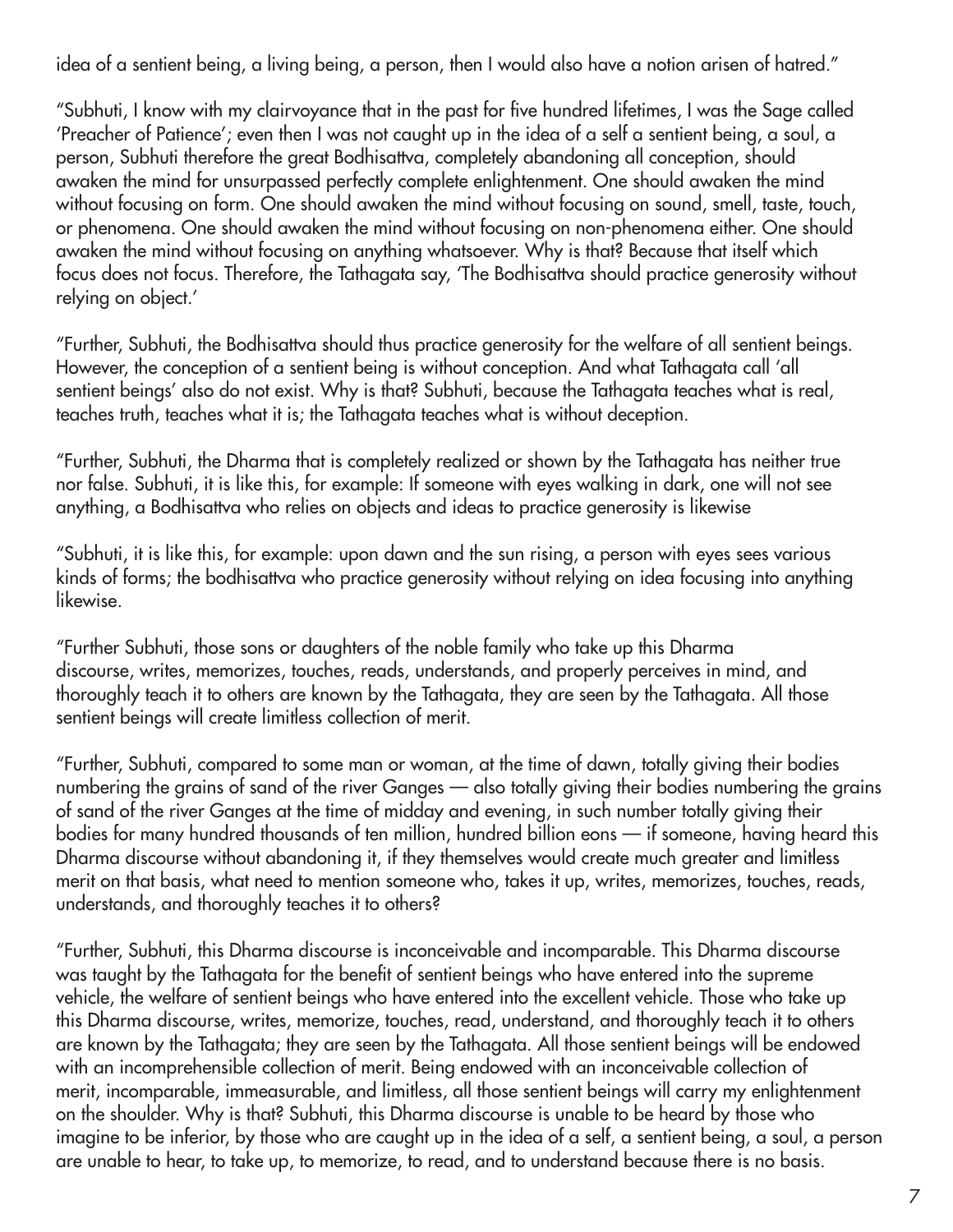idea of a sentient being, a living being, a person, then I would also have a notion arisen of hatred."

"Subhuti, I know with my clairvoyance that in the past for five hundred lifetimes, I was the Sage called 'Preacher of Patience'; even then I was not caught up in the idea of a self a sentient being, a soul, a person, Subhuti therefore the great Bodhisattva, completely abandoning all conception, should awaken the mind for unsurpassed perfectly complete enlightenment. One should awaken the mind without focusing on form. One should awaken the mind without focusing on sound, smell, taste, touch, or phenomena. One should awaken the mind without focusing on non-phenomena either. One should awaken the mind without focusing on anything whatsoever. Why is that? Because that itself which focus does not focus. Therefore, the Tathagata say, 'The Bodhisattva should practice generosity without relying on object.'

"Further, Subhuti, the Bodhisattva should thus practice generosity for the welfare of all sentient beings. However, the conception of a sentient being is without conception. And what Tathagata call 'all sentient beings' also do not exist. Why is that? Subhuti, because the Tathagata teaches what is real, teaches truth, teaches what it is; the Tathagata teaches what is without deception.

"Further, Subhuti, the Dharma that is completely realized or shown by the Tathagata has neither true nor false. Subhuti, it is like this, for example: If someone with eyes walking in dark, one will not see anything, a Bodhisattva who relies on objects and ideas to practice generosity is likewise

"Subhuti, it is like this, for example: upon dawn and the sun rising, a person with eyes sees various kinds of forms; the bodhisattva who practice generosity without relying on idea focusing into anything likewise.

"Further Subhuti, those sons or daughters of the noble family who take up this Dharma discourse, writes, memorizes, touches, reads, understands, and properly perceives in mind, and thoroughly teach it to others are known by the Tathagata, they are seen by the Tathagata. All those sentient beings will create limitless collection of merit.

"Further, Subhuti, compared to some man or woman, at the time of dawn, totally giving their bodies numbering the grains of sand of the river Ganges — also totally giving their bodies numbering the grains of sand of the river Ganges at the time of midday and evening, in such number totally giving their bodies for many hundred thousands of ten million, hundred billion eons — if someone, having heard this Dharma discourse without abandoning it, if they themselves would create much greater and limitless merit on that basis, what need to mention someone who, takes it up, writes, memorizes, touches, reads, understands, and thoroughly teaches it to others?

"Further, Subhuti, this Dharma discourse is inconceivable and incomparable. This Dharma discourse was taught by the Tathagata for the benefit of sentient beings who have entered into the supreme vehicle, the welfare of sentient beings who have entered into the excellent vehicle. Those who take up this Dharma discourse, writes, memorize, touches, read, understand, and thoroughly teach it to others are known by the Tathagata; they are seen by the Tathagata. All those sentient beings will be endowed with an incomprehensible collection of merit. Being endowed with an inconceivable collection of merit, incomparable, immeasurable, and limitless, all those sentient beings will carry my enlightenment on the shoulder. Why is that? Subhuti, this Dharma discourse is unable to be heard by those who imagine to be inferior, by those who are caught up in the idea of a self, a sentient being, a soul, a person are unable to hear, to take up, to memorize, to read, and to understand because there is no basis.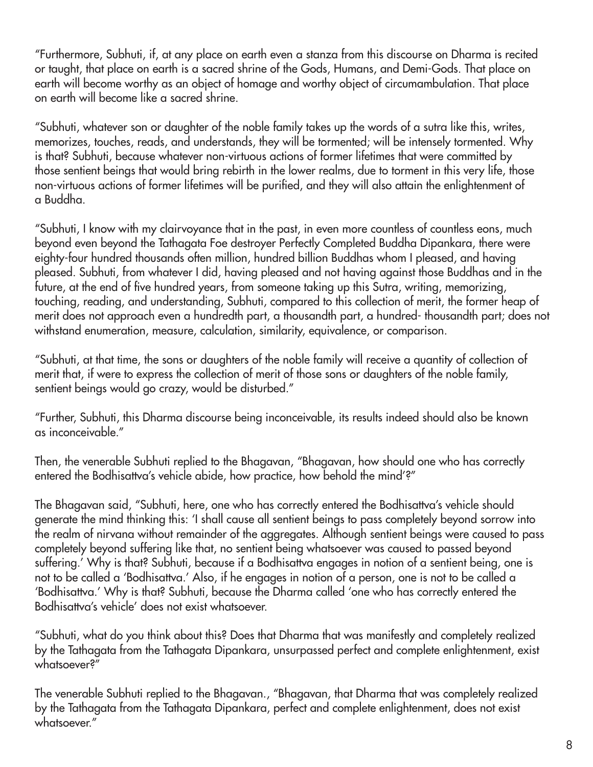"Furthermore, Subhuti, if, at any place on earth even a stanza from this discourse on Dharma is recited or taught, that place on earth is a sacred shrine of the Gods, Humans, and Demi-Gods. That place on earth will become worthy as an object of homage and worthy object of circumambulation. That place on earth will become like a sacred shrine.

"Subhuti, whatever son or daughter of the noble family takes up the words of a sutra like this, writes, memorizes, touches, reads, and understands, they will be tormented; will be intensely tormented. Why is that? Subhuti, because whatever non-virtuous actions of former lifetimes that were committed by those sentient beings that would bring rebirth in the lower realms, due to torment in this very life, those non-virtuous actions of former lifetimes will be purified, and they will also attain the enlightenment of a Buddha.

"Subhuti, I know with my clairvoyance that in the past, in even more countless of countless eons, much beyond even beyond the Tathagata Foe destroyer Perfectly Completed Buddha Dipankara, there were eighty-four hundred thousands often million, hundred billion Buddhas whom I pleased, and having pleased. Subhuti, from whatever I did, having pleased and not having against those Buddhas and in the future, at the end of five hundred years, from someone taking up this Sutra, writing, memorizing, touching, reading, and understanding, Subhuti, compared to this collection of merit, the former heap of merit does not approach even a hundredth part, a thousandth part, a hundred- thousandth part; does not withstand enumeration, measure, calculation, similarity, equivalence, or comparison.

"Subhuti, at that time, the sons or daughters of the noble family will receive a quantity of collection of merit that, if were to express the collection of merit of those sons or daughters of the noble family, sentient beings would go crazy, would be disturbed."

"Further, Subhuti, this Dharma discourse being inconceivable, its results indeed should also be known as inconceivable."

Then, the venerable Subhuti replied to the Bhagavan, "Bhagavan, how should one who has correctly entered the Bodhisattva's vehicle abide, how practice, how behold the mind'?"

The Bhagavan said, "Subhuti, here, one who has correctly entered the Bodhisattva's vehicle should generate the mind thinking this: 'I shall cause all sentient beings to pass completely beyond sorrow into the realm of nirvana without remainder of the aggregates. Although sentient beings were caused to pass completely beyond suffering like that, no sentient being whatsoever was caused to passed beyond suffering.' Why is that? Subhuti, because if a Bodhisattva engages in notion of a sentient being, one is not to be called a 'Bodhisattva.' Also, if he engages in notion of a person, one is not to be called a 'Bodhisattva.' Why is that? Subhuti, because the Dharma called 'one who has correctly entered the Bodhisattva's vehicle' does not exist whatsoever.

"Subhuti, what do you think about this? Does that Dharma that was manifestly and completely realized by the Tathagata from the Tathagata Dipankara, unsurpassed perfect and complete enlightenment, exist whatsoever?"

The venerable Subhuti replied to the Bhagavan., "Bhagavan, that Dharma that was completely realized by the Tathagata from the Tathagata Dipankara, perfect and complete enlightenment, does not exist whatsoever."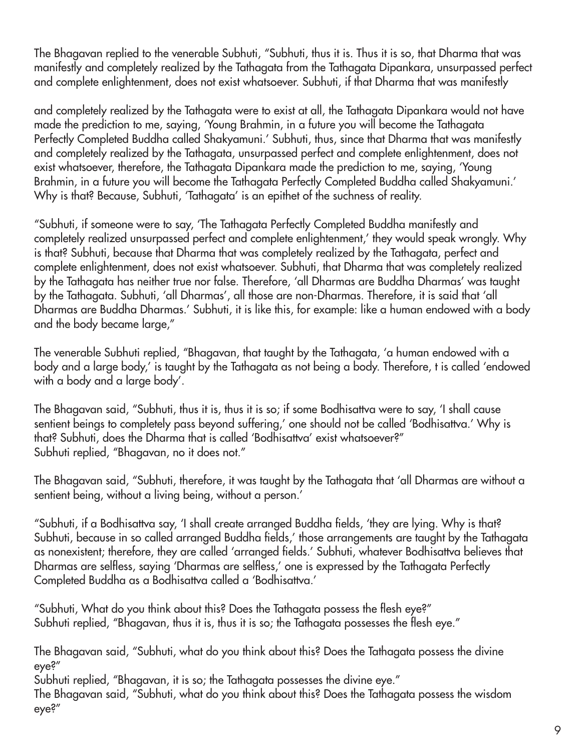The Bhagavan replied to the venerable Subhuti, "Subhuti, thus it is. Thus it is so, that Dharma that was manifestly and completely realized by the Tathagata from the Tathagata Dipankara, unsurpassed perfect and complete enlightenment, does not exist whatsoever. Subhuti, if that Dharma that was manifestly

and completely realized by the Tathagata were to exist at all, the Tathagata Dipankara would not have made the prediction to me, saying, 'Young Brahmin, in a future you will become the Tathagata Perfectly Completed Buddha called Shakyamuni.' Subhuti, thus, since that Dharma that was manifestly and completely realized by the Tathagata, unsurpassed perfect and complete enlightenment, does not exist whatsoever, therefore, the Tathagata Dipankara made the prediction to me, saying, 'Young Brahmin, in a future you will become the Tathagata Perfectly Completed Buddha called Shakyamuni.' Why is that? Because, Subhuti, 'Tathagata' is an epithet of the suchness of reality.

"Subhuti, if someone were to say, 'The Tathagata Perfectly Completed Buddha manifestly and completely realized unsurpassed perfect and complete enlightenment,' they would speak wrongly. Why is that? Subhuti, because that Dharma that was completely realized by the Tathagata, perfect and complete enlightenment, does not exist whatsoever. Subhuti, that Dharma that was completely realized by the Tathagata has neither true nor false. Therefore, 'all Dharmas are Buddha Dharmas' was taught by the Tathagata. Subhuti, 'all Dharmas', all those are non-Dharmas. Therefore, it is said that 'all Dharmas are Buddha Dharmas.' Subhuti, it is like this, for example: like a human endowed with a body and the body became large,"

The venerable Subhuti replied, "Bhagavan, that taught by the Tathagata, 'a human endowed with a body and a large body,' is taught by the Tathagata as not being a body. Therefore, t is called 'endowed with a body and a large body'.

The Bhagavan said, "Subhuti, thus it is, thus it is so; if some Bodhisattva were to say, 'I shall cause sentient beings to completely pass beyond suffering,' one should not be called 'Bodhisattva.' Why is that? Subhuti, does the Dharma that is called 'Bodhisattva' exist whatsoever?"
Subhuti replied, "Bhagavan, no it does not."

The Bhagavan said, "Subhuti, therefore, it was taught by the Tathagata that 'all Dharmas are without a sentient being, without a living being, without a person.'

"Subhuti, if a Bodhisattva say, 'I shall create arranged Buddha fields, 'they are lying. Why is that? Subhuti, because in so called arranged Buddha fields,' those arrangements are taught by the Tathagata as nonexistent; therefore, they are called 'arranged fields.' Subhuti, whatever Bodhisattva believes that Dharmas are selfless, saying 'Dharmas are selfless,' one is expressed by the Tathagata Perfectly Completed Buddha as a Bodhisattva called a 'Bodhisattva.'

"Subhuti, What do you think about this? Does the Tathagata possess the flesh eye?"
Subhuti replied, "Bhagavan, thus it is, thus it is so; the Tathagata possesses the flesh eye."

The Bhagavan said, "Subhuti, what do you think about this? Does the Tathagata possess the divine eye?"
Subhuti replied, "Bhagavan, it is so; the Tathagata possesses the divine eye."
The Bhagavan said, "Subhuti, what do you think about this? Does the Tathagata possess the wisdom eye?"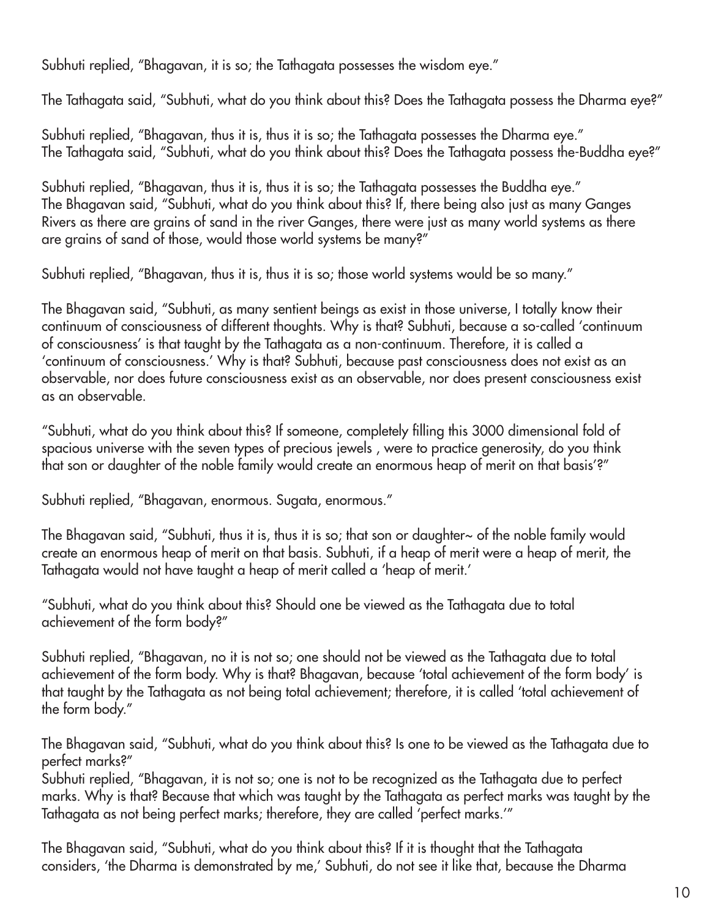Subhuti replied, "Bhagavan, it is so; the Tathagata possesses the wisdom eye."

The Tathagata said, "Subhuti, what do you think about this? Does the Tathagata possess the Dharma eye?"

Subhuti replied, "Bhagavan, thus it is, thus it is so; the Tathagata possesses the Dharma eye."
The Tathagata said, "Subhuti, what do you think about this? Does the Tathagata possess the-Buddha eye?"

Subhuti replied, "Bhagavan, thus it is, thus it is so; the Tathagata possesses the Buddha eye."
The Bhagavan said, "Subhuti, what do you think about this? If, there being also just as many Ganges Rivers as there are grains of sand in the river Ganges, there were just as many world systems as there are grains of sand of those, would those world systems be many?"

Subhuti replied, "Bhagavan, thus it is, thus it is so; those world systems would be so many."

The Bhagavan said, "Subhuti, as many sentient beings as exist in those universe, I totally know their continuum of consciousness of different thoughts. Why is that? Subhuti, because a so-called 'continuum of consciousness' is that taught by the Tathagata as a non-continuum. Therefore, it is called a 'continuum of consciousness.' Why is that? Subhuti, because past consciousness does not exist as an observable, nor does future consciousness exist as an observable, nor does present consciousness exist as an observable.

"Subhuti, what do you think about this? If someone, completely filling this 3000 dimensional fold of spacious universe with the seven types of precious jewels , were to practice generosity, do you think that son or daughter of the noble family would create an enormous heap of merit on that basis'?"

Subhuti replied, "Bhagavan, enormous. Sugata, enormous."

The Bhagavan said, "Subhuti, thus it is, thus it is so; that son or daughter~ of the noble family would create an enormous heap of merit on that basis. Subhuti, if a heap of merit were a heap of merit, the Tathagata would not have taught a heap of merit called a 'heap of merit.'

"Subhuti, what do you think about this? Should one be viewed as the Tathagata due to total achievement of the form body?"

Subhuti replied, "Bhagavan, no it is not so; one should not be viewed as the Tathagata due to total achievement of the form body. Why is that? Bhagavan, because 'total achievement of the form body' is that taught by the Tathagata as not being total achievement; therefore, it is called 'total achievement of the form body."

The Bhagavan said, "Subhuti, what do you think about this? Is one to be viewed as the Tathagata due to perfect marks?"
Subhuti replied, "Bhagavan, it is not so; one is not to be recognized as the Tathagata due to perfect marks. Why is that? Because that which was taught by the Tathagata as perfect marks was taught by the Tathagata as not being perfect marks; therefore, they are called 'perfect marks.'"

The Bhagavan said, "Subhuti, what do you think about this? If it is thought that the Tathagata considers, 'the Dharma is demonstrated by me,' Subhuti, do not see it like that, because the Dharma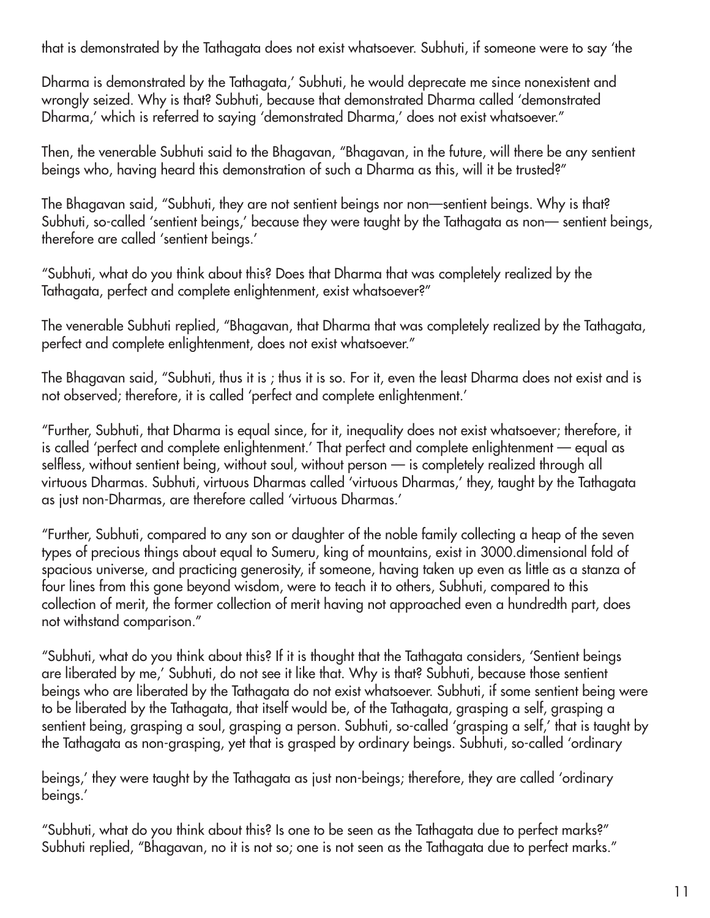that is demonstrated by the Tathagata does not exist whatsoever. Subhuti, if someone were to say 'the

Dharma is demonstrated by the Tathagata,' Subhuti, he would deprecate me since nonexistent and wrongly seized. Why is that? Subhuti, because that demonstrated Dharma called 'demonstrated Dharma,' which is referred to saying 'demonstrated Dharma,' does not exist whatsoever."

Then, the venerable Subhuti said to the Bhagavan, "Bhagavan, in the future, will there be any sentient beings who, having heard this demonstration of such a Dharma as this, will it be trusted?"

The Bhagavan said, "Subhuti, they are not sentient beings nor non—sentient beings. Why is that? Subhuti, so-called 'sentient beings,' because they were taught by the Tathagata as non— sentient beings, therefore are called 'sentient beings.'

"Subhuti, what do you think about this? Does that Dharma that was completely realized by the Tathagata, perfect and complete enlightenment, exist whatsoever?"

The venerable Subhuti replied, "Bhagavan, that Dharma that was completely realized by the Tathagata, perfect and complete enlightenment, does not exist whatsoever."

The Bhagavan said, "Subhuti, thus it is ; thus it is so. For it, even the least Dharma does not exist and is not observed; therefore, it is called 'perfect and complete enlightenment.'

"Further, Subhuti, that Dharma is equal since, for it, inequality does not exist whatsoever; therefore, it is called 'perfect and complete enlightenment.' That perfect and complete enlightenment — equal as selfless, without sentient being, without soul, without person — is completely realized through all virtuous Dharmas. Subhuti, virtuous Dharmas called 'virtuous Dharmas,' they, taught by the Tathagata as just non-Dharmas, are therefore called 'virtuous Dharmas.'

"Further, Subhuti, compared to any son or daughter of the noble family collecting a heap of the seven types of precious things about equal to Sumeru, king of mountains, exist in 3000.dimensional fold of spacious universe, and practicing generosity, if someone, having taken up even as little as a stanza of four lines from this gone beyond wisdom, were to teach it to others, Subhuti, compared to this collection of merit, the former collection of merit having not approached even a hundredth part, does not withstand comparison."

"Subhuti, what do you think about this? If it is thought that the Tathagata considers, 'Sentient beings are liberated by me,' Subhuti, do not see it like that. Why is that? Subhuti, because those sentient beings who are liberated by the Tathagata do not exist whatsoever. Subhuti, if some sentient being were to be liberated by the Tathagata, that itself would be, of the Tathagata, grasping a self, grasping a sentient being, grasping a soul, grasping a person. Subhuti, so-called 'grasping a self,' that is taught by the Tathagata as non-grasping, yet that is grasped by ordinary beings. Subhuti, so-called 'ordinary

beings,' they were taught by the Tathagata as just non-beings; therefore, they are called 'ordinary beings.'

"Subhuti, what do you think about this? Is one to be seen as the Tathagata due to perfect marks?" Subhuti replied, "Bhagavan, no it is not so; one is not seen as the Tathagata due to perfect marks."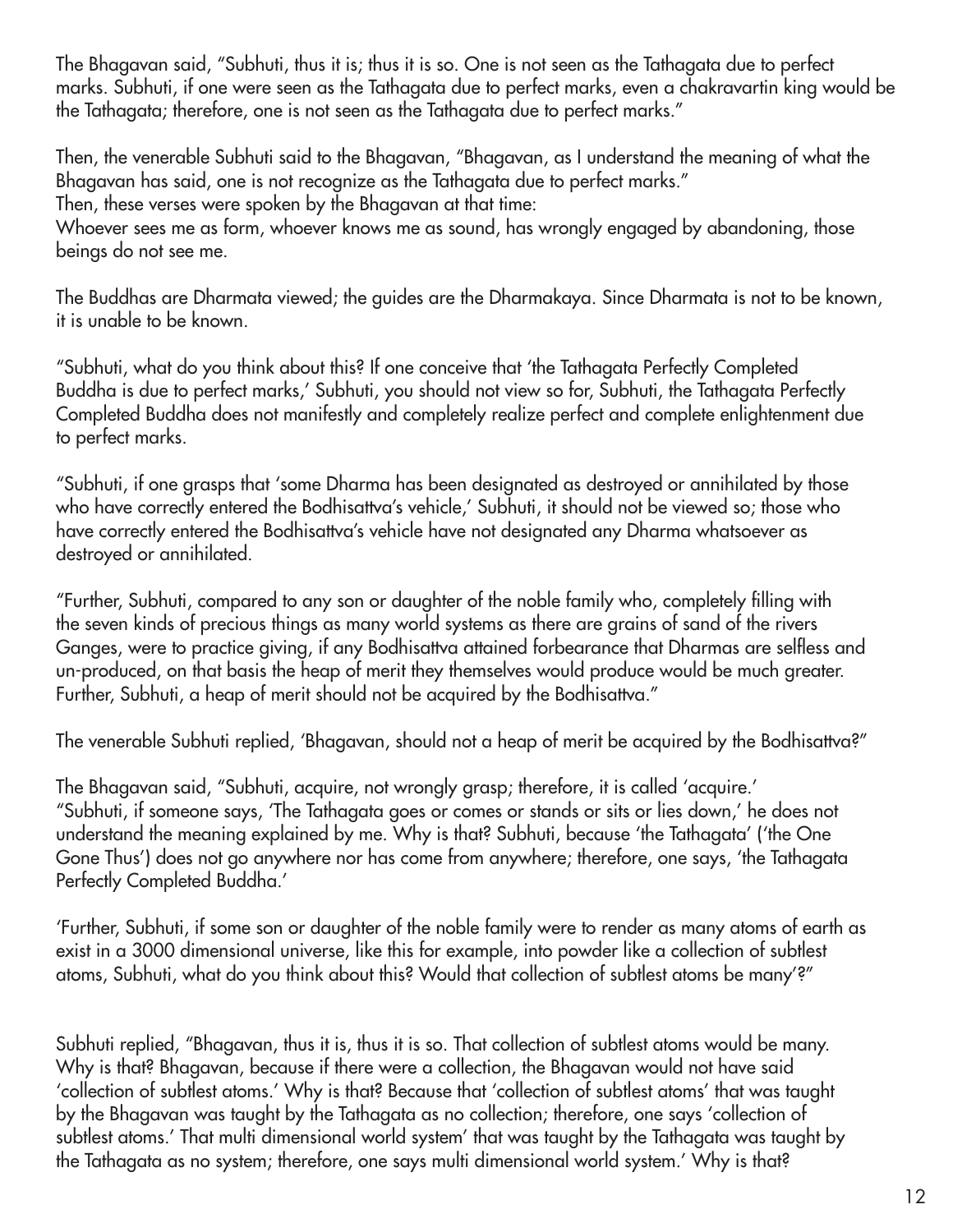The Bhagavan said, "Subhuti, thus it is; thus it is so. One is not seen as the Tathagata due to perfect marks. Subhuti, if one were seen as the Tathagata due to perfect marks, even a chakravartin king would be the Tathagata; therefore, one is not seen as the Tathagata due to perfect marks."

Then, the venerable Subhuti said to the Bhagavan, "Bhagavan, as I understand the meaning of what the Bhagavan has said, one is not recognize as the Tathagata due to perfect marks."
Then, these verses were spoken by the Bhagavan at that time:
Whoever sees me as form, whoever knows me as sound, has wrongly engaged by abandoning, those beings do not see me.

The Buddhas are Dharmata viewed; the guides are the Dharmakaya. Since Dharmata is not to be known, it is unable to be known.

"Subhuti, what do you think about this? If one conceive that 'the Tathagata Perfectly Completed Buddha is due to perfect marks,' Subhuti, you should not view so for, Subhuti, the Tathagata Perfectly Completed Buddha does not manifestly and completely realize perfect and complete enlightenment due to perfect marks.

"Subhuti, if one grasps that 'some Dharma has been designated as destroyed or annihilated by those who have correctly entered the Bodhisattva's vehicle,' Subhuti, it should not be viewed so; those who have correctly entered the Bodhisattva's vehicle have not designated any Dharma whatsoever as destroyed or annihilated.

"Further, Subhuti, compared to any son or daughter of the noble family who, completely filling with the seven kinds of precious things as many world systems as there are grains of sand of the rivers Ganges, were to practice giving, if any Bodhisattva attained forbearance that Dharmas are selfless and un-produced, on that basis the heap of merit they themselves would produce would be much greater. Further, Subhuti, a heap of merit should not be acquired by the Bodhisattva."

The venerable Subhuti replied, 'Bhagavan, should not a heap of merit be acquired by the Bodhisattva?"

The Bhagavan said, "Subhuti, acquire, not wrongly grasp; therefore, it is called 'acquire.'
"Subhuti, if someone says, 'The Tathagata goes or comes or stands or sits or lies down,' he does not understand the meaning explained by me. Why is that? Subhuti, because 'the Tathagata' ('the One Gone Thus') does not go anywhere nor has come from anywhere; therefore, one says, 'the Tathagata Perfectly Completed Buddha.'

'Further, Subhuti, if some son or daughter of the noble family were to render as many atoms of earth as exist in a 3000 dimensional universe, like this for example, into powder like a collection of subtlest atoms, Subhuti, what do you think about this? Would that collection of subtlest atoms be many'?"

Subhuti replied, "Bhagavan, thus it is, thus it is so. That collection of subtlest atoms would be many. Why is that? Bhagavan, because if there were a collection, the Bhagavan would not have said 'collection of subtlest atoms.' Why is that? Because that 'collection of subtlest atoms' that was taught by the Bhagavan was taught by the Tathagata as no collection; therefore, one says 'collection of subtlest atoms.' That multi dimensional world system' that was taught by the Tathagata was taught by the Tathagata as no system; therefore, one says multi dimensional world system.' Why is that?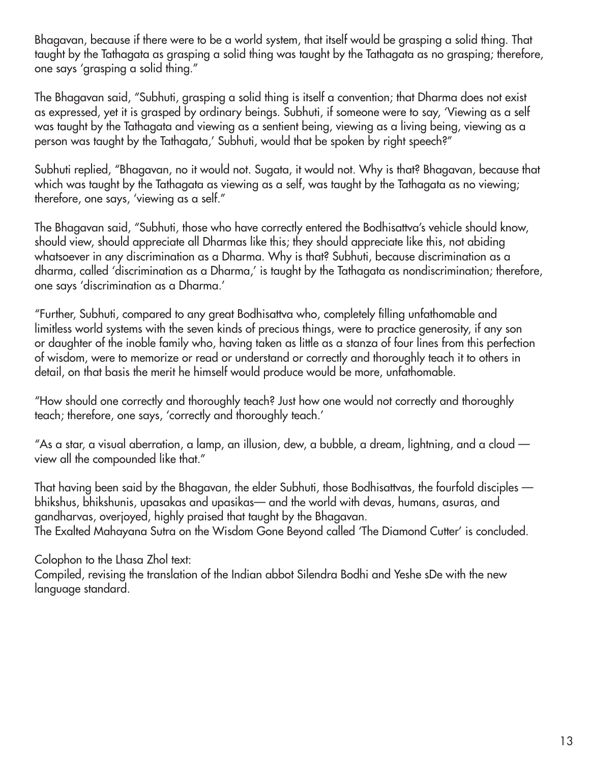Bhagavan, because if there were to be a world system, that itself would be grasping a solid thing. That taught by the Tathagata as grasping a solid thing was taught by the Tathagata as no grasping; therefore, one says 'grasping a solid thing."

The Bhagavan said, "Subhuti, grasping a solid thing is itself a convention; that Dharma does not exist as expressed, yet it is grasped by ordinary beings. Subhuti, if someone were to say, 'Viewing as a self was taught by the Tathagata and viewing as a sentient being, viewing as a living being, viewing as a person was taught by the Tathagata,' Subhuti, would that be spoken by right speech?"

Subhuti replied, "Bhagavan, no it would not. Sugata, it would not. Why is that? Bhagavan, because that which was taught by the Tathagata as viewing as a self, was taught by the Tathagata as no viewing; therefore, one says, 'viewing as a self."

The Bhagavan said, "Subhuti, those who have correctly entered the Bodhisattva's vehicle should know, should view, should appreciate all Dharmas like this; they should appreciate like this, not abiding whatsoever in any discrimination as a Dharma. Why is that? Subhuti, because discrimination as a dharma, called 'discrimination as a Dharma,' is taught by the Tathagata as nondiscrimination; therefore, one says 'discrimination as a Dharma.'

"Further, Subhuti, compared to any great Bodhisattva who, completely filling unfathomable and limitless world systems with the seven kinds of precious things, were to practice generosity, if any son or daughter of the inoble family who, having taken as little as a stanza of four lines from this perfection of wisdom, were to memorize or read or understand or correctly and thoroughly teach it to others in detail, on that basis the merit he himself would produce would be more, unfathomable.

"How should one correctly and thoroughly teach? Just how one would not correctly and thoroughly teach; therefore, one says, 'correctly and thoroughly teach.'

"As a star, a visual aberration, a lamp, an illusion, dew, a bubble, a dream, lightning, and a cloud — view all the compounded like that."

That having been said by the Bhagavan, the elder Subhuti, those Bodhisattvas, the fourfold disciples — bhikshus, bhikshunis, upasakas and upasikas— and the world with devas, humans, asuras, and gandharvas, overjoyed, highly praised that taught by the Bhagavan.
The Exalted Mahayana Sutra on the Wisdom Gone Beyond called 'The Diamond Cutter' is concluded.

Colophon to the Lhasa Zhol text:
Compiled, revising the translation of the Indian abbot Silendra Bodhi and Yeshe sDe with the new language standard.